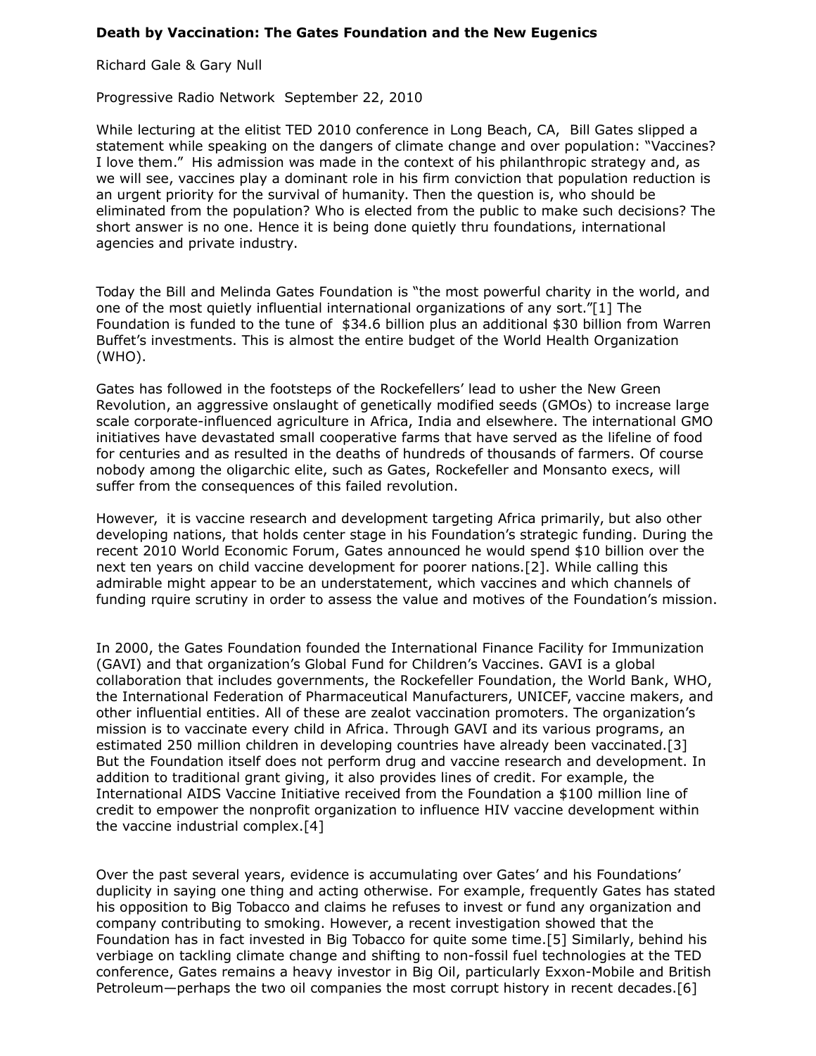**Death by Vaccination: The Gates Foundation and the New Eugenics**

Richard Gale & Gary Null

Progressive Radio Network September 22, 2010

While lecturing at the elitist TED 2010 conference in Long Beach, CA, Bill Gates slipped a statement while speaking on the dangers of climate change and over population: "Vaccines? I love them." His admission was made in the context of his philanthropic strategy and, as we will see, vaccines play a dominant role in his firm conviction that population reduction is an urgent priority for the survival of humanity. Then the question is, who should be eliminated from the population? Who is elected from the public to make such decisions? The short answer is no one. Hence it is being done quietly thru foundations, international agencies and private industry.

Today the Bill and Melinda Gates Foundation is "the most powerful charity in the world, and one of the most quietly influential international organizations of any sort."[1] The Foundation is funded to the tune of $34.6 billion plus an additional $30 billion from Warren Buffet's investments. This is almost the entire budget of the World Health Organization (WHO).

Gates has followed in the footsteps of the Rockefellers' lead to usher the New Green Revolution, an aggressive onslaught of genetically modified seeds (GMOs) to increase large scale corporate-influenced agriculture in Africa, India and elsewhere. The international GMO initiatives have devastated small cooperative farms that have served as the lifeline of food for centuries and as resulted in the deaths of hundreds of thousands of farmers. Of course nobody among the oligarchic elite, such as Gates, Rockefeller and Monsanto execs, will suffer from the consequences of this failed revolution.

However, it is vaccine research and development targeting Africa primarily, but also other developing nations, that holds center stage in his Foundation's strategic funding. During the recent 2010 World Economic Forum, Gates announced he would spend $10 billion over the next ten years on child vaccine development for poorer nations.[2]. While calling this admirable might appear to be an understatement, which vaccines and which channels of funding rquire scrutiny in order to assess the value and motives of the Foundation's mission.

In 2000, the Gates Foundation founded the International Finance Facility for Immunization (GAVI) and that organization's Global Fund for Children's Vaccines. GAVI is a global collaboration that includes governments, the Rockefeller Foundation, the World Bank, WHO, the International Federation of Pharmaceutical Manufacturers, UNICEF, vaccine makers, and other influential entities. All of these are zealot vaccination promoters. The organization's mission is to vaccinate every child in Africa. Through GAVI and its various programs, an estimated 250 million children in developing countries have already been vaccinated.[3] But the Foundation itself does not perform drug and vaccine research and development. In addition to traditional grant giving, it also provides lines of credit. For example, the International AIDS Vaccine Initiative received from the Foundation a $100 million line of credit to empower the nonprofit organization to influence HIV vaccine development within the vaccine industrial complex.[4]

Over the past several years, evidence is accumulating over Gates' and his Foundations' duplicity in saying one thing and acting otherwise. For example, frequently Gates has stated his opposition to Big Tobacco and claims he refuses to invest or fund any organization and company contributing to smoking. However, a recent investigation showed that the Foundation has in fact invested in Big Tobacco for quite some time.[5] Similarly, behind his verbiage on tackling climate change and shifting to non-fossil fuel technologies at the TED conference, Gates remains a heavy investor in Big Oil, particularly Exxon-Mobile and British Petroleum—perhaps the two oil companies the most corrupt history in recent decades.[6]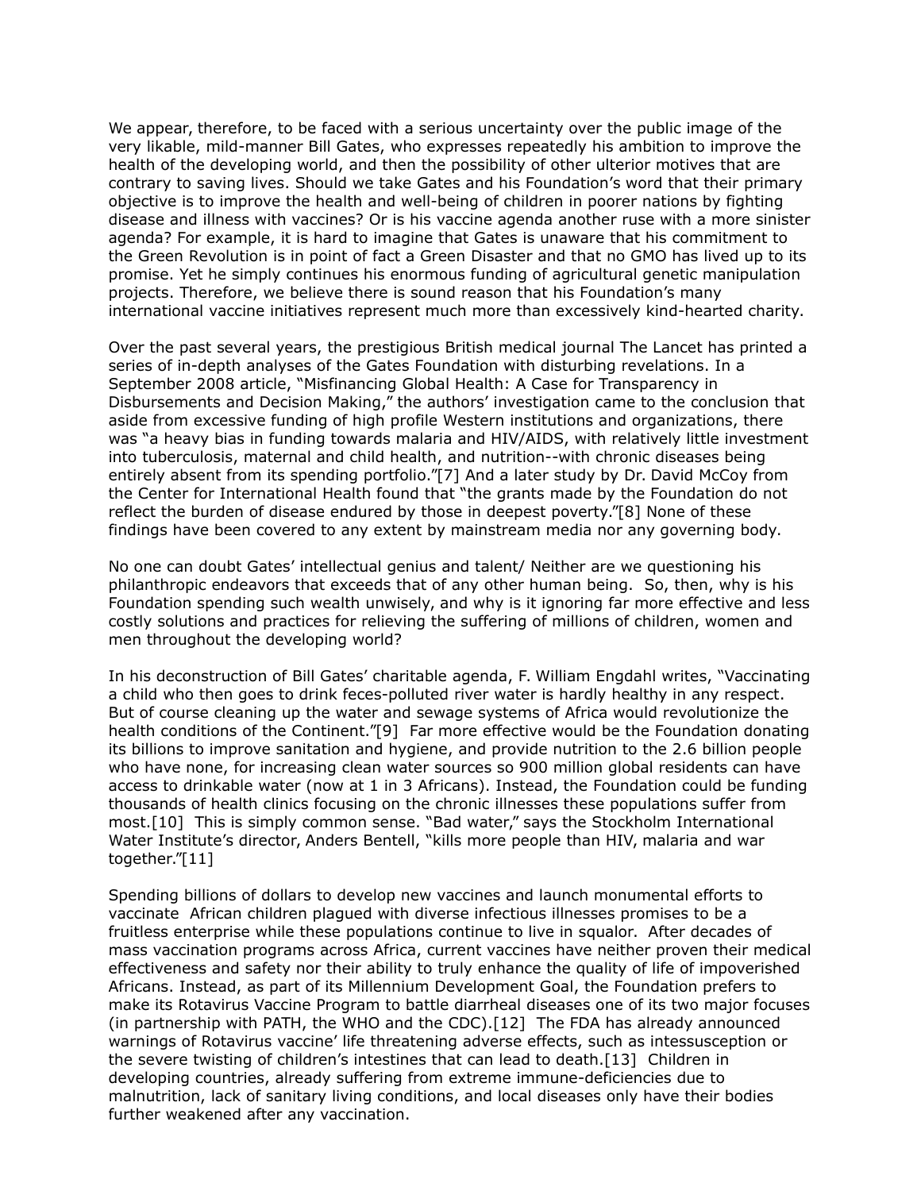We appear, therefore, to be faced with a serious uncertainty over the public image of the very likable, mild-manner Bill Gates, who expresses repeatedly his ambition to improve the health of the developing world, and then the possibility of other ulterior motives that are contrary to saving lives. Should we take Gates and his Foundation's word that their primary objective is to improve the health and well-being of children in poorer nations by fighting disease and illness with vaccines? Or is his vaccine agenda another ruse with a more sinister agenda? For example, it is hard to imagine that Gates is unaware that his commitment to the Green Revolution is in point of fact a Green Disaster and that no GMO has lived up to its promise. Yet he simply continues his enormous funding of agricultural genetic manipulation projects. Therefore, we believe there is sound reason that his Foundation's many international vaccine initiatives represent much more than excessively kind-hearted charity.

Over the past several years, the prestigious British medical journal The Lancet has printed a series of in-depth analyses of the Gates Foundation with disturbing revelations. In a September 2008 article, "Misfinancing Global Health: A Case for Transparency in Disbursements and Decision Making," the authors' investigation came to the conclusion that aside from excessive funding of high profile Western institutions and organizations, there was "a heavy bias in funding towards malaria and HIV/AIDS, with relatively little investment into tuberculosis, maternal and child health, and nutrition--with chronic diseases being entirely absent from its spending portfolio."[7] And a later study by Dr. David McCoy from the Center for International Health found that "the grants made by the Foundation do not reflect the burden of disease endured by those in deepest poverty."[8] None of these findings have been covered to any extent by mainstream media nor any governing body.

No one can doubt Gates' intellectual genius and talent/ Neither are we questioning his philanthropic endeavors that exceeds that of any other human being. So, then, why is his Foundation spending such wealth unwisely, and why is it ignoring far more effective and less costly solutions and practices for relieving the suffering of millions of children, women and men throughout the developing world?

In his deconstruction of Bill Gates' charitable agenda, F. William Engdahl writes, "Vaccinating a child who then goes to drink feces-polluted river water is hardly healthy in any respect. But of course cleaning up the water and sewage systems of Africa would revolutionize the health conditions of the Continent."[9] Far more effective would be the Foundation donating its billions to improve sanitation and hygiene, and provide nutrition to the 2.6 billion people who have none, for increasing clean water sources so 900 million global residents can have access to drinkable water (now at 1 in 3 Africans). Instead, the Foundation could be funding thousands of health clinics focusing on the chronic illnesses these populations suffer from most.[10] This is simply common sense. "Bad water," says the Stockholm International Water Institute's director, Anders Bentell, "kills more people than HIV, malaria and war together."[11]

Spending billions of dollars to develop new vaccines and launch monumental efforts to vaccinate African children plagued with diverse infectious illnesses promises to be a fruitless enterprise while these populations continue to live in squalor. After decades of mass vaccination programs across Africa, current vaccines have neither proven their medical effectiveness and safety nor their ability to truly enhance the quality of life of impoverished Africans. Instead, as part of its Millennium Development Goal, the Foundation prefers to make its Rotavirus Vaccine Program to battle diarrheal diseases one of its two major focuses (in partnership with PATH, the WHO and the CDC).[12] The FDA has already announced warnings of Rotavirus vaccine' life threatening adverse effects, such as intessusception or the severe twisting of children's intestines that can lead to death.[13] Children in developing countries, already suffering from extreme immune-deficiencies due to malnutrition, lack of sanitary living conditions, and local diseases only have their bodies further weakened after any vaccination.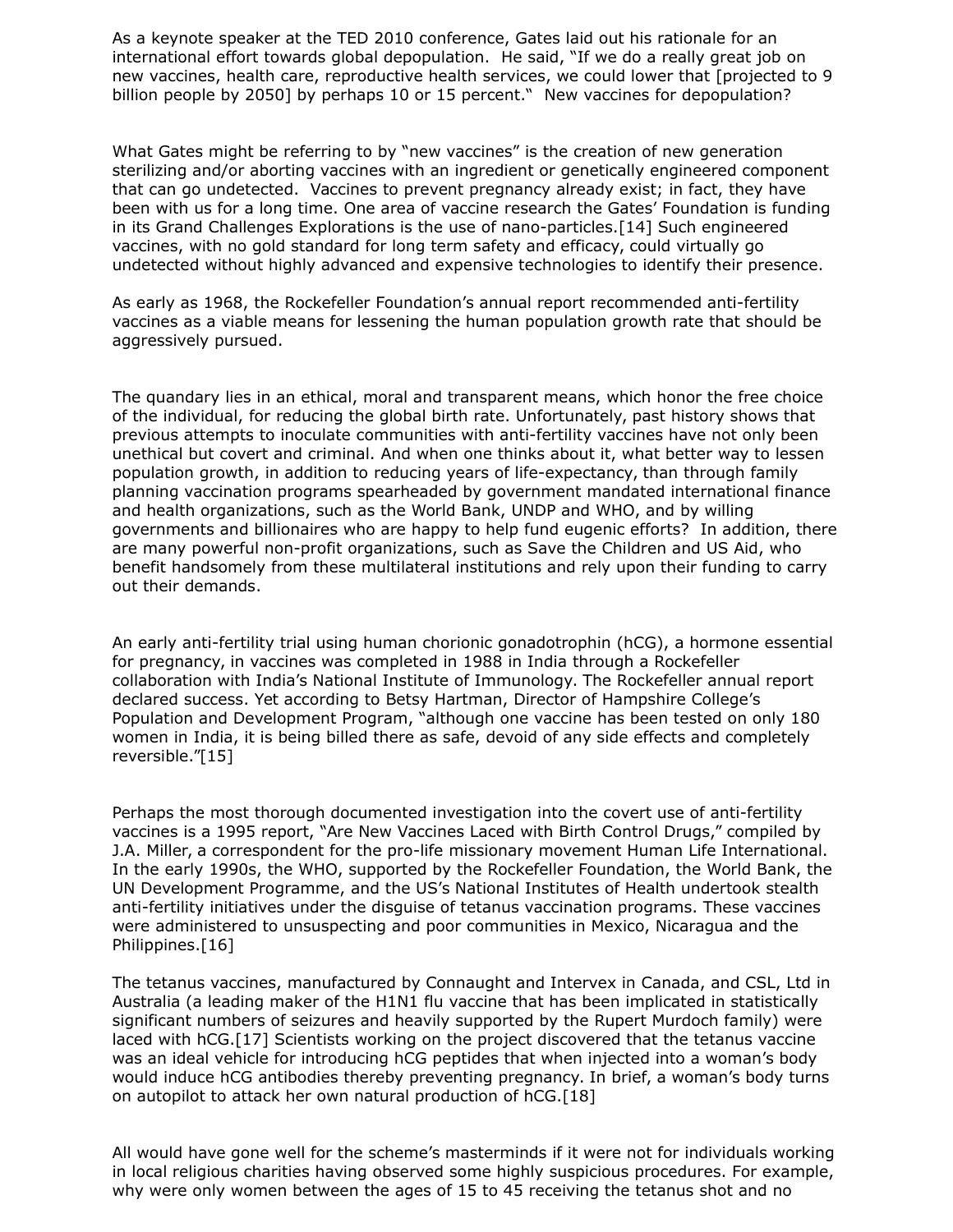As a keynote speaker at the TED 2010 conference, Gates laid out his rationale for an international effort towards global depopulation. He said, "If we do a really great job on new vaccines, health care, reproductive health services, we could lower that [projected to 9 billion people by 2050] by perhaps 10 or 15 percent." New vaccines for depopulation?

What Gates might be referring to by "new vaccines" is the creation of new generation sterilizing and/or aborting vaccines with an ingredient or genetically engineered component that can go undetected. Vaccines to prevent pregnancy already exist; in fact, they have been with us for a long time. One area of vaccine research the Gates' Foundation is funding in its Grand Challenges Explorations is the use of nano-particles.[14] Such engineered vaccines, with no gold standard for long term safety and efficacy, could virtually go undetected without highly advanced and expensive technologies to identify their presence.

As early as 1968, the Rockefeller Foundation's annual report recommended anti-fertility vaccines as a viable means for lessening the human population growth rate that should be aggressively pursued.

The quandary lies in an ethical, moral and transparent means, which honor the free choice of the individual, for reducing the global birth rate. Unfortunately, past history shows that previous attempts to inoculate communities with anti-fertility vaccines have not only been unethical but covert and criminal. And when one thinks about it, what better way to lessen population growth, in addition to reducing years of life-expectancy, than through family planning vaccination programs spearheaded by government mandated international finance and health organizations, such as the World Bank, UNDP and WHO, and by willing governments and billionaires who are happy to help fund eugenic efforts? In addition, there are many powerful non-profit organizations, such as Save the Children and US Aid, who benefit handsomely from these multilateral institutions and rely upon their funding to carry out their demands.

An early anti-fertility trial using human chorionic gonadotrophin (hCG), a hormone essential for pregnancy, in vaccines was completed in 1988 in India through a Rockefeller collaboration with India's National Institute of Immunology. The Rockefeller annual report declared success. Yet according to Betsy Hartman, Director of Hampshire College's Population and Development Program, "although one vaccine has been tested on only 180 women in India, it is being billed there as safe, devoid of any side effects and completely reversible."[15]

Perhaps the most thorough documented investigation into the covert use of anti-fertility vaccines is a 1995 report, "Are New Vaccines Laced with Birth Control Drugs," compiled by J.A. Miller, a correspondent for the pro-life missionary movement Human Life International. In the early 1990s, the WHO, supported by the Rockefeller Foundation, the World Bank, the UN Development Programme, and the US's National Institutes of Health undertook stealth anti-fertility initiatives under the disguise of tetanus vaccination programs. These vaccines were administered to unsuspecting and poor communities in Mexico, Nicaragua and the Philippines.[16]

The tetanus vaccines, manufactured by Connaught and Intervex in Canada, and CSL, Ltd in Australia (a leading maker of the H1N1 flu vaccine that has been implicated in statistically significant numbers of seizures and heavily supported by the Rupert Murdoch family) were laced with hCG.[17] Scientists working on the project discovered that the tetanus vaccine was an ideal vehicle for introducing hCG peptides that when injected into a woman's body would induce hCG antibodies thereby preventing pregnancy. In brief, a woman's body turns on autopilot to attack her own natural production of hCG.[18]

All would have gone well for the scheme's masterminds if it were not for individuals working in local religious charities having observed some highly suspicious procedures. For example, why were only women between the ages of 15 to 45 receiving the tetanus shot and no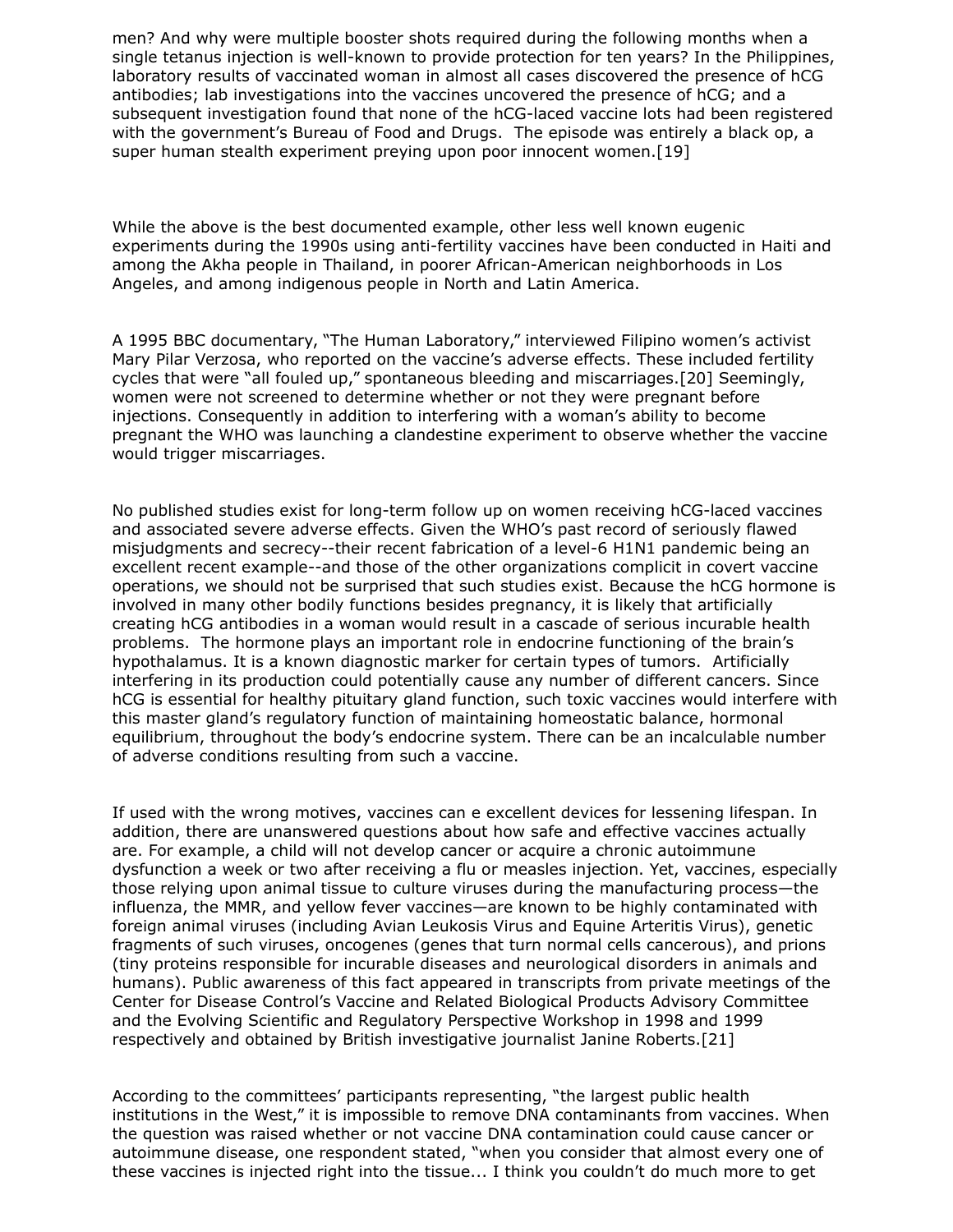men? And why were multiple booster shots required during the following months when a single tetanus injection is well-known to provide protection for ten years? In the Philippines, laboratory results of vaccinated woman in almost all cases discovered the presence of hCG antibodies; lab investigations into the vaccines uncovered the presence of hCG; and a subsequent investigation found that none of the hCG-laced vaccine lots had been registered with the government's Bureau of Food and Drugs. The episode was entirely a black op, a super human stealth experiment preying upon poor innocent women.[19]

While the above is the best documented example, other less well known eugenic experiments during the 1990s using anti-fertility vaccines have been conducted in Haiti and among the Akha people in Thailand, in poorer African-American neighborhoods in Los Angeles, and among indigenous people in North and Latin America.

A 1995 BBC documentary, "The Human Laboratory," interviewed Filipino women's activist Mary Pilar Verzosa, who reported on the vaccine's adverse effects. These included fertility cycles that were "all fouled up," spontaneous bleeding and miscarriages.[20] Seemingly, women were not screened to determine whether or not they were pregnant before injections. Consequently in addition to interfering with a woman's ability to become pregnant the WHO was launching a clandestine experiment to observe whether the vaccine would trigger miscarriages.

No published studies exist for long-term follow up on women receiving hCG-laced vaccines and associated severe adverse effects. Given the WHO's past record of seriously flawed misjudgments and secrecy--their recent fabrication of a level-6 H1N1 pandemic being an excellent recent example--and those of the other organizations complicit in covert vaccine operations, we should not be surprised that such studies exist. Because the hCG hormone is involved in many other bodily functions besides pregnancy, it is likely that artificially creating hCG antibodies in a woman would result in a cascade of serious incurable health problems. The hormone plays an important role in endocrine functioning of the brain's hypothalamus. It is a known diagnostic marker for certain types of tumors. Artificially interfering in its production could potentially cause any number of different cancers. Since hCG is essential for healthy pituitary gland function, such toxic vaccines would interfere with this master gland's regulatory function of maintaining homeostatic balance, hormonal equilibrium, throughout the body's endocrine system. There can be an incalculable number of adverse conditions resulting from such a vaccine.

If used with the wrong motives, vaccines can e excellent devices for lessening lifespan. In addition, there are unanswered questions about how safe and effective vaccines actually are. For example, a child will not develop cancer or acquire a chronic autoimmune dysfunction a week or two after receiving a flu or measles injection. Yet, vaccines, especially those relying upon animal tissue to culture viruses during the manufacturing process—the influenza, the MMR, and yellow fever vaccines—are known to be highly contaminated with foreign animal viruses (including Avian Leukosis Virus and Equine Arteritis Virus), genetic fragments of such viruses, oncogenes (genes that turn normal cells cancerous), and prions (tiny proteins responsible for incurable diseases and neurological disorders in animals and humans). Public awareness of this fact appeared in transcripts from private meetings of the Center for Disease Control's Vaccine and Related Biological Products Advisory Committee and the Evolving Scientific and Regulatory Perspective Workshop in 1998 and 1999 respectively and obtained by British investigative journalist Janine Roberts.[21]

According to the committees' participants representing, "the largest public health institutions in the West," it is impossible to remove DNA contaminants from vaccines. When the question was raised whether or not vaccine DNA contamination could cause cancer or autoimmune disease, one respondent stated, "when you consider that almost every one of these vaccines is injected right into the tissue... I think you couldn't do much more to get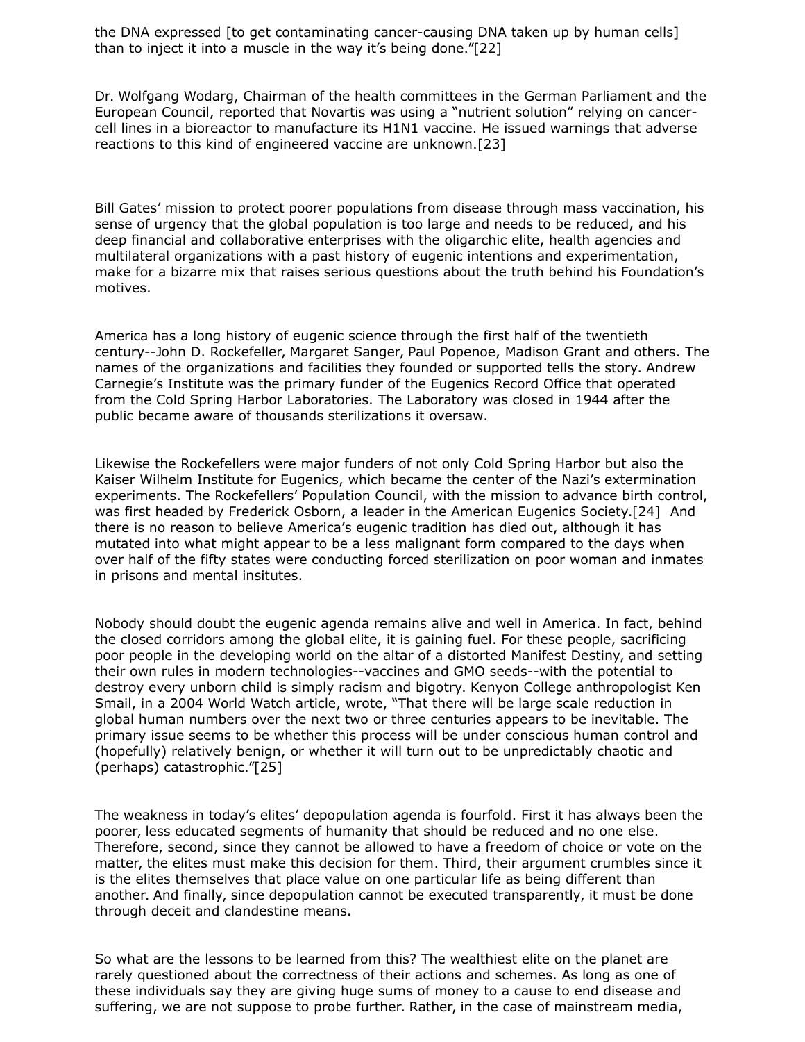the DNA expressed [to get contaminating cancer-causing DNA taken up by human cells] than to inject it into a muscle in the way it's being done."[22]

Dr. Wolfgang Wodarg, Chairman of the health committees in the German Parliament and the European Council, reported that Novartis was using a "nutrient solution" relying on cancer-cell lines in a bioreactor to manufacture its H1N1 vaccine. He issued warnings that adverse reactions to this kind of engineered vaccine are unknown.[23]

Bill Gates' mission to protect poorer populations from disease through mass vaccination, his sense of urgency that the global population is too large and needs to be reduced, and his deep financial and collaborative enterprises with the oligarchic elite, health agencies and multilateral organizations with a past history of eugenic intentions and experimentation, make for a bizarre mix that raises serious questions about the truth behind his Foundation's motives.

America has a long history of eugenic science through the first half of the twentieth century--John D. Rockefeller, Margaret Sanger, Paul Popenoe, Madison Grant and others. The names of the organizations and facilities they founded or supported tells the story. Andrew Carnegie's Institute was the primary funder of the Eugenics Record Office that operated from the Cold Spring Harbor Laboratories. The Laboratory was closed in 1944 after the public became aware of thousands sterilizations it oversaw.

Likewise the Rockefellers were major funders of not only Cold Spring Harbor but also the Kaiser Wilhelm Institute for Eugenics, which became the center of the Nazi's extermination experiments. The Rockefellers' Population Council, with the mission to advance birth control, was first headed by Frederick Osborn, a leader in the American Eugenics Society.[24] And there is no reason to believe America's eugenic tradition has died out, although it has mutated into what might appear to be a less malignant form compared to the days when over half of the fifty states were conducting forced sterilization on poor woman and inmates in prisons and mental insitutes.

Nobody should doubt the eugenic agenda remains alive and well in America. In fact, behind the closed corridors among the global elite, it is gaining fuel. For these people, sacrificing poor people in the developing world on the altar of a distorted Manifest Destiny, and setting their own rules in modern technologies--vaccines and GMO seeds--with the potential to destroy every unborn child is simply racism and bigotry. Kenyon College anthropologist Ken Smail, in a 2004 World Watch article, wrote, "That there will be large scale reduction in global human numbers over the next two or three centuries appears to be inevitable. The primary issue seems to be whether this process will be under conscious human control and (hopefully) relatively benign, or whether it will turn out to be unpredictably chaotic and (perhaps) catastrophic."[25]

The weakness in today's elites' depopulation agenda is fourfold. First it has always been the poorer, less educated segments of humanity that should be reduced and no one else. Therefore, second, since they cannot be allowed to have a freedom of choice or vote on the matter, the elites must make this decision for them. Third, their argument crumbles since it is the elites themselves that place value on one particular life as being different than another. And finally, since depopulation cannot be executed transparently, it must be done through deceit and clandestine means.

So what are the lessons to be learned from this? The wealthiest elite on the planet are rarely questioned about the correctness of their actions and schemes. As long as one of these individuals say they are giving huge sums of money to a cause to end disease and suffering, we are not suppose to probe further. Rather, in the case of mainstream media,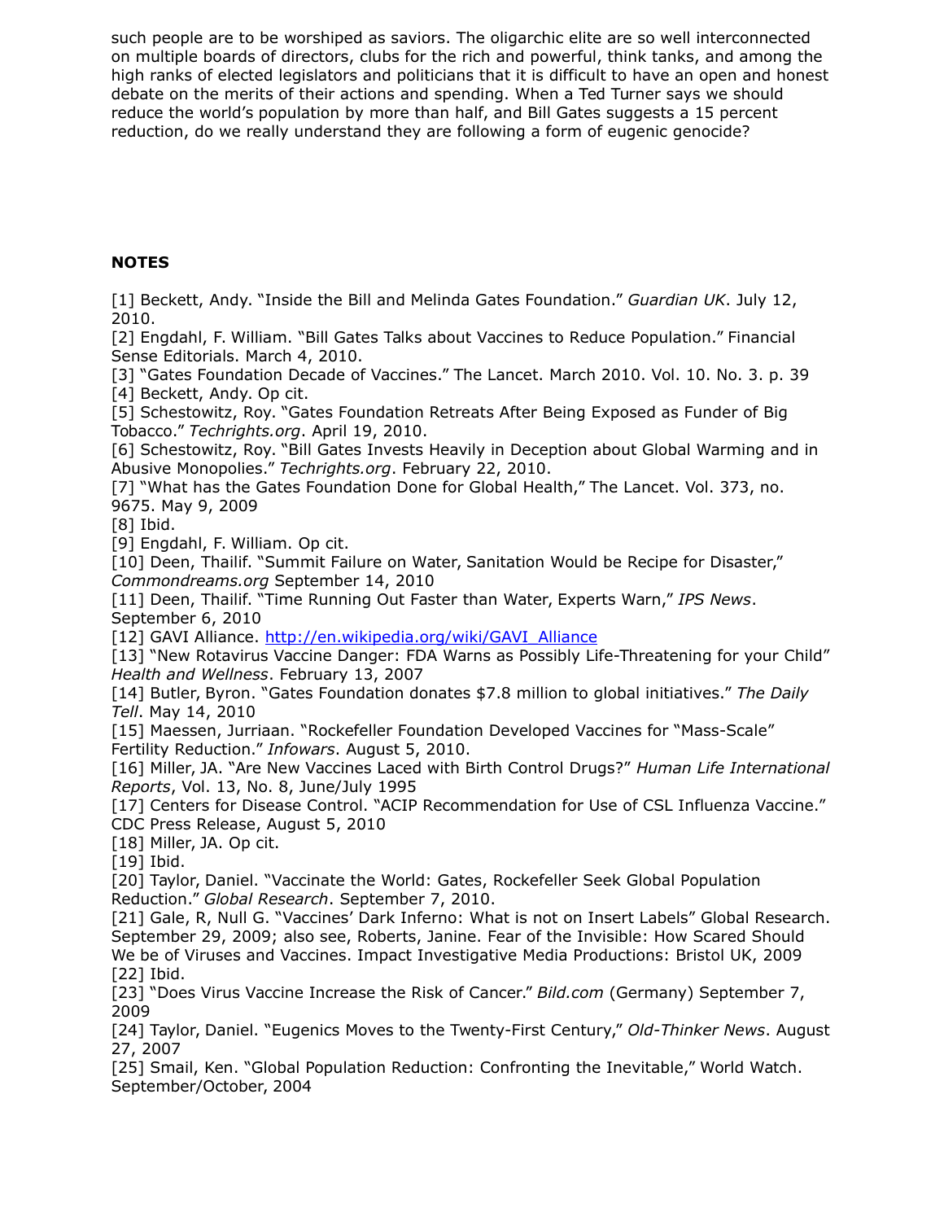such people are to be worshiped as saviors. The oligarchic elite are so well interconnected on multiple boards of directors, clubs for the rich and powerful, think tanks, and among the high ranks of elected legislators and politicians that it is difficult to have an open and honest debate on the merits of their actions and spending. When a Ted Turner says we should reduce the world's population by more than half, and Bill Gates suggests a 15 percent reduction, do we really understand they are following a form of eugenic genocide?

**NOTES**

[1] Beckett, Andy. "Inside the Bill and Melinda Gates Foundation." *Guardian UK*. July 12, 2010.
[2] Engdahl, F. William. "Bill Gates Talks about Vaccines to Reduce Population." Financial Sense Editorials. March 4, 2010.
[3] "Gates Foundation Decade of Vaccines." The Lancet. March 2010. Vol. 10. No. 3. p. 39
[4] Beckett, Andy. Op cit.
[5] Schestowitz, Roy. "Gates Foundation Retreats After Being Exposed as Funder of Big Tobacco." *Techrights.org*. April 19, 2010.
[6] Schestowitz, Roy. "Bill Gates Invests Heavily in Deception about Global Warming and in Abusive Monopolies." *Techrights.org*. February 22, 2010.
[7] "What has the Gates Foundation Done for Global Health," The Lancet. Vol. 373, no. 9675. May 9, 2009
[8] Ibid.
[9] Engdahl, F. William. Op cit.
[10] Deen, Thailif. "Summit Failure on Water, Sanitation Would be Recipe for Disaster," *Commondreams.org* September 14, 2010
[11] Deen, Thailif. "Time Running Out Faster than Water, Experts Warn," *IPS News*. September 6, 2010
[12] GAVI Alliance. http://en.wikipedia.org/wiki/GAVI_Alliance
[13] "New Rotavirus Vaccine Danger: FDA Warns as Possibly Life-Threatening for your Child" *Health and Wellness*. February 13, 2007
[14] Butler, Byron. "Gates Foundation donates $7.8 million to global initiatives." *The Daily Tell*. May 14, 2010
[15] Maessen, Jurriaan. "Rockefeller Foundation Developed Vaccines for "Mass-Scale" Fertility Reduction." *Infowars*. August 5, 2010.
[16] Miller, JA. "Are New Vaccines Laced with Birth Control Drugs?" *Human Life International Reports*, Vol. 13, No. 8, June/July 1995
[17] Centers for Disease Control. "ACIP Recommendation for Use of CSL Influenza Vaccine." CDC Press Release, August 5, 2010
[18] Miller, JA. Op cit.
[19] Ibid.
[20] Taylor, Daniel. "Vaccinate the World: Gates, Rockefeller Seek Global Population Reduction." *Global Research*. September 7, 2010.
[21] Gale, R, Null G. "Vaccines' Dark Inferno: What is not on Insert Labels" Global Research. September 29, 2009; also see, Roberts, Janine. Fear of the Invisible: How Scared Should We be of Viruses and Vaccines. Impact Investigative Media Productions: Bristol UK, 2009
[22] Ibid.
[23] "Does Virus Vaccine Increase the Risk of Cancer." *Bild.com* (Germany) September 7, 2009
[24] Taylor, Daniel. "Eugenics Moves to the Twenty-First Century," *Old-Thinker News*. August 27, 2007
[25] Smail, Ken. "Global Population Reduction: Confronting the Inevitable," World Watch. September/October, 2004